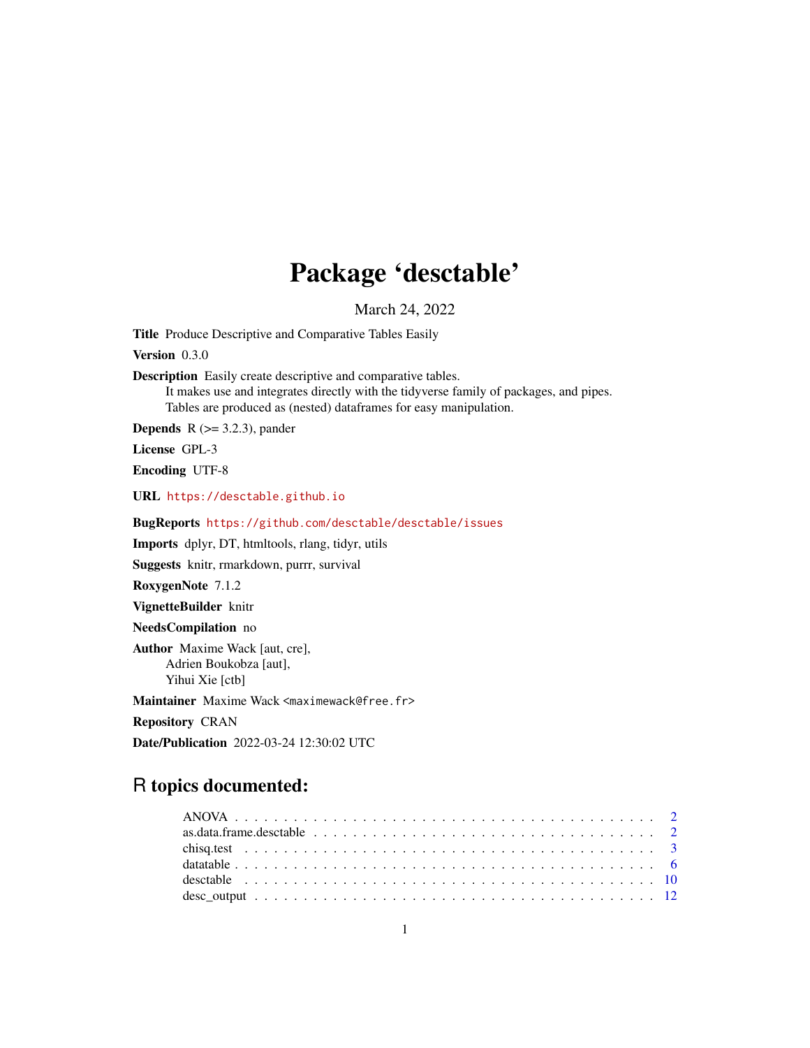# Package 'desctable'

March 24, 2022

**Title** Produce Descriptive and Comparative Tables Easily

**Version** 0.3.0

**Description** Easily create descriptive and comparative tables.
It makes use and integrates directly with the tidyverse family of packages, and pipes.
Tables are produced as (nested) dataframes for easy manipulation.

**Depends** R (>= 3.2.3), pander

**License** GPL-3

**Encoding** UTF-8

**URL** https://desctable.github.io

**BugReports** https://github.com/desctable/desctable/issues

**Imports** dplyr, DT, htmltools, rlang, tidyr, utils

**Suggests** knitr, rmarkdown, purrr, survival

**RoxygenNote** 7.1.2

**VignetteBuilder** knitr

**NeedsCompilation** no

**Author** Maxime Wack [aut, cre],
Adrien Boukobza [aut],
Yihui Xie [ctb]

**Maintainer** Maxime Wack <maximewack@free.fr>

**Repository** CRAN

**Date/Publication** 2022-03-24 12:30:02 UTC

## R topics documented:

- ANOVA . . . . . . . . . . . . . . . . . . . . . . . . . . . . . . . . . . . . . . . . . . 2
- as.data.frame.desctable . . . . . . . . . . . . . . . . . . . . . . . . . . . . . . . . . 2
- chisq.test . . . . . . . . . . . . . . . . . . . . . . . . . . . . . . . . . . . . . . . . 3
- datatable . . . . . . . . . . . . . . . . . . . . . . . . . . . . . . . . . . . . . . . . . 6
- desctable . . . . . . . . . . . . . . . . . . . . . . . . . . . . . . . . . . . . . . . . 10
- desc_output . . . . . . . . . . . . . . . . . . . . . . . . . . . . . . . . . . . . . . . 12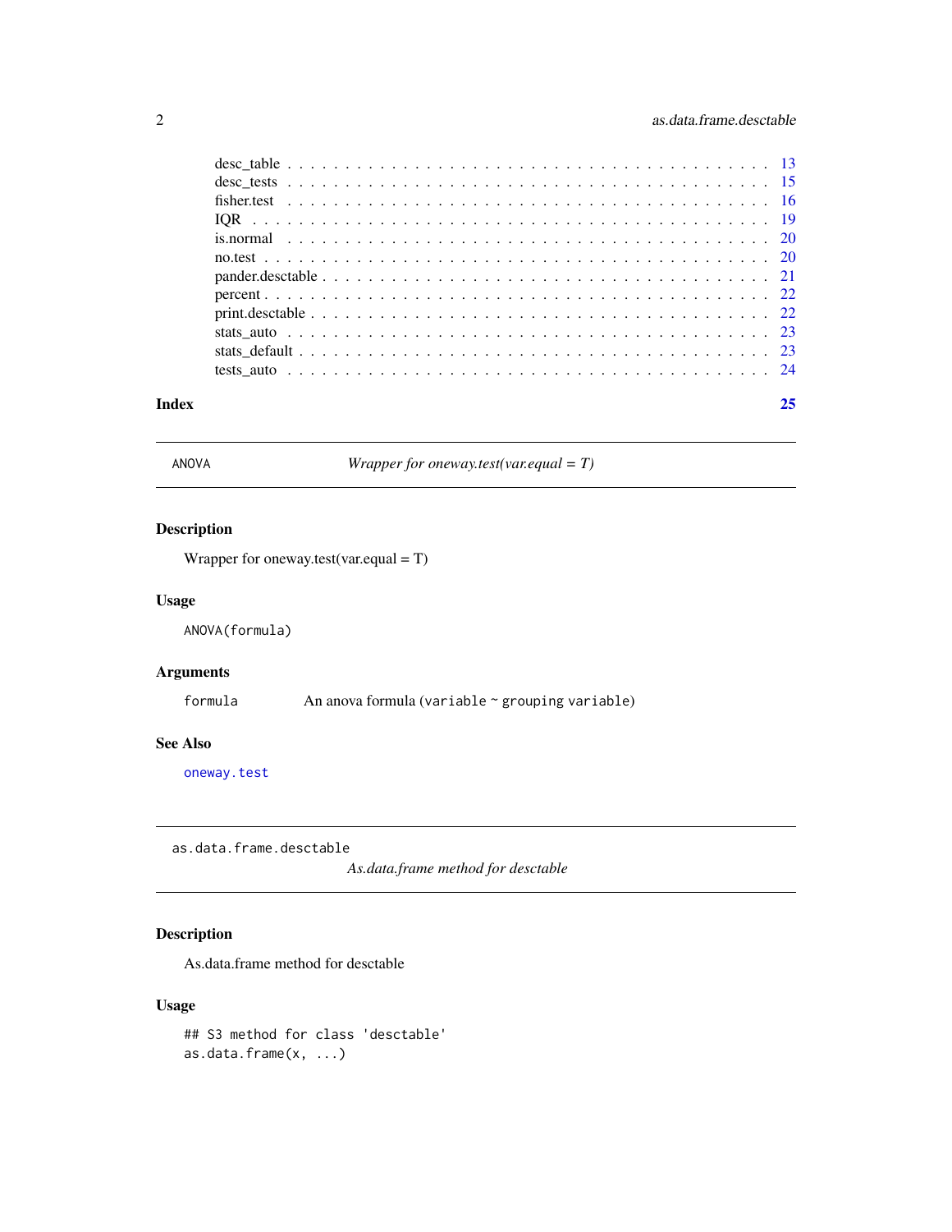desc_table . . . . . . . . . . . . . . . . . . . . . . . . . . . . . . . . . . . . . . 13
desc_tests . . . . . . . . . . . . . . . . . . . . . . . . . . . . . . . . . . . . . . 15
fisher.test . . . . . . . . . . . . . . . . . . . . . . . . . . . . . . . . . . . . . . 16
IQR . . . . . . . . . . . . . . . . . . . . . . . . . . . . . . . . . . . . . . . . . 19
is.normal . . . . . . . . . . . . . . . . . . . . . . . . . . . . . . . . . . . . . . 20
no.test . . . . . . . . . . . . . . . . . . . . . . . . . . . . . . . . . . . . . . . 20
pander.desctable . . . . . . . . . . . . . . . . . . . . . . . . . . . . . . . . . . 21
percent . . . . . . . . . . . . . . . . . . . . . . . . . . . . . . . . . . . . . . . 22
print.desctable . . . . . . . . . . . . . . . . . . . . . . . . . . . . . . . . . . . 22
stats_auto . . . . . . . . . . . . . . . . . . . . . . . . . . . . . . . . . . . . . 23
stats_default . . . . . . . . . . . . . . . . . . . . . . . . . . . . . . . . . . . . 23
tests_auto . . . . . . . . . . . . . . . . . . . . . . . . . . . . . . . . . . . . . 24

**Index** **25**

---

## ANOVA — *Wrapper for oneway.test(var.equal = T)*

### Description

Wrapper for oneway.test(var.equal = T)

### Usage

```
ANOVA(formula)
```

### Arguments

| | |
|---|---|
| `formula` | An anova formula (`variable ~ grouping variable`) |

### See Also

`oneway.test`

---

## as.data.frame.desctable — *As.data.frame method for desctable*

### Description

As.data.frame method for desctable

### Usage

```
## S3 method for class 'desctable'
as.data.frame(x, ...)
```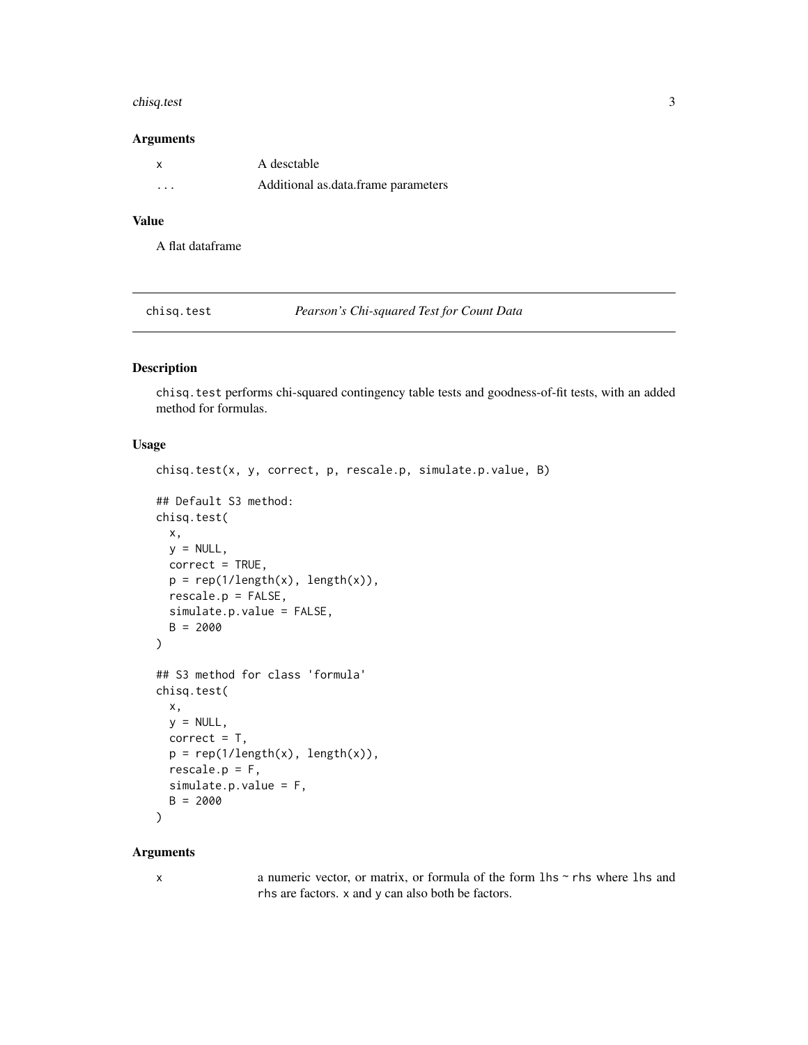### Arguments

| | |
|---|---|
| x | A desctable |
| ... | Additional as.data.frame parameters |

### Value

A flat dataframe

---

## chisq.test — *Pearson's Chi-squared Test for Count Data*

---

### Description

chisq.test performs chi-squared contingency table tests and goodness-of-fit tests, with an added method for formulas.

### Usage

```
chisq.test(x, y, correct, p, rescale.p, simulate.p.value, B)

## Default S3 method:
chisq.test(
  x,
  y = NULL,
  correct = TRUE,
  p = rep(1/length(x), length(x)),
  rescale.p = FALSE,
  simulate.p.value = FALSE,
  B = 2000
)

## S3 method for class 'formula'
chisq.test(
  x,
  y = NULL,
  correct = T,
  p = rep(1/length(x), length(x)),
  rescale.p = F,
  simulate.p.value = F,
  B = 2000
)
```

### Arguments

| | |
|---|---|
| x | a numeric vector, or matrix, or formula of the form lhs ~ rhs where lhs and rhs are factors. x and y can also both be factors. |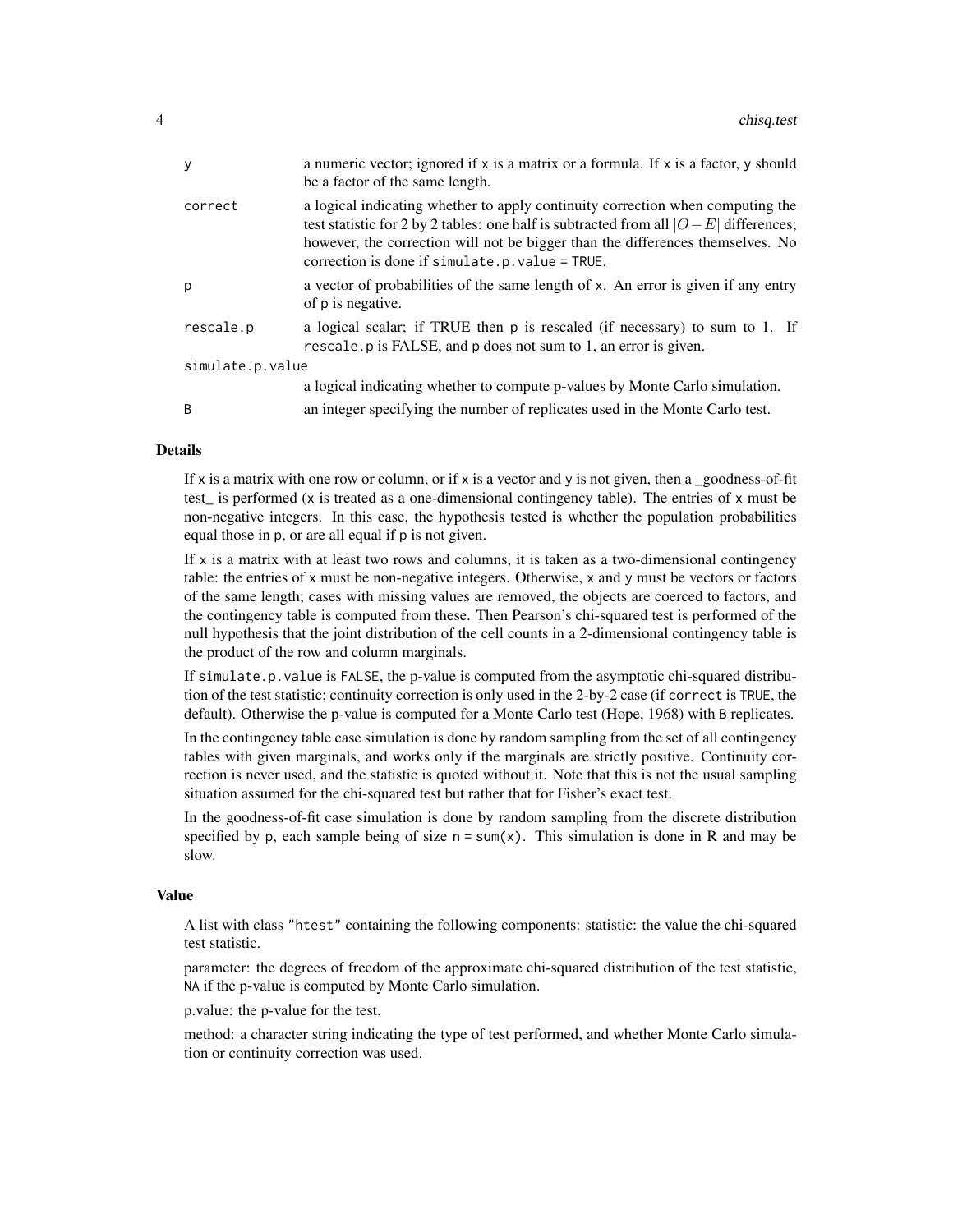| | |
|---|---|
| y | a numeric vector; ignored if x is a matrix or a formula. If x is a factor, y should be a factor of the same length. |
| correct | a logical indicating whether to apply continuity correction when computing the test statistic for 2 by 2 tables: one half is subtracted from all $\|O-E\|$ differences; however, the correction will not be bigger than the differences themselves. No correction is done if `simulate.p.value = TRUE`. |
| p | a vector of probabilities of the same length of x. An error is given if any entry of p is negative. |
| rescale.p | a logical scalar; if TRUE then p is rescaled (if necessary) to sum to 1. If rescale.p is FALSE, and p does not sum to 1, an error is given. |
| simulate.p.value | a logical indicating whether to compute p-values by Monte Carlo simulation. |
| B | an integer specifying the number of replicates used in the Monte Carlo test. |

## Details

If x is a matrix with one row or column, or if x is a vector and y is not given, then a _goodness-of-fit test_ is performed (x is treated as a one-dimensional contingency table). The entries of x must be non-negative integers. In this case, the hypothesis tested is whether the population probabilities equal those in p, or are all equal if p is not given.

If x is a matrix with at least two rows and columns, it is taken as a two-dimensional contingency table: the entries of x must be non-negative integers. Otherwise, x and y must be vectors or factors of the same length; cases with missing values are removed, the objects are coerced to factors, and the contingency table is computed from these. Then Pearson's chi-squared test is performed of the null hypothesis that the joint distribution of the cell counts in a 2-dimensional contingency table is the product of the row and column marginals.

If `simulate.p.value` is FALSE, the p-value is computed from the asymptotic chi-squared distribution of the test statistic; continuity correction is only used in the 2-by-2 case (if `correct` is TRUE, the default). Otherwise the p-value is computed for a Monte Carlo test (Hope, 1968) with B replicates.

In the contingency table case simulation is done by random sampling from the set of all contingency tables with given marginals, and works only if the marginals are strictly positive. Continuity correction is never used, and the statistic is quoted without it. Note that this is not the usual sampling situation assumed for the chi-squared test but rather that for Fisher's exact test.

In the goodness-of-fit case simulation is done by random sampling from the discrete distribution specified by p, each sample being of size `n = sum(x)`. This simulation is done in R and may be slow.

## Value

A list with class "htest" containing the following components: statistic: the value the chi-squared test statistic.

parameter: the degrees of freedom of the approximate chi-squared distribution of the test statistic, NA if the p-value is computed by Monte Carlo simulation.

p.value: the p-value for the test.

method: a character string indicating the type of test performed, and whether Monte Carlo simulation or continuity correction was used.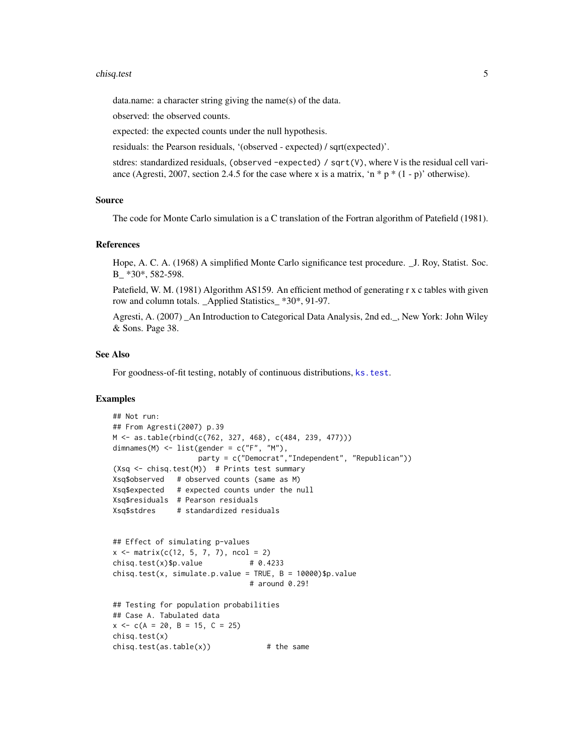data.name: a character string giving the name(s) of the data.

observed: the observed counts.

expected: the expected counts under the null hypothesis.

residuals: the Pearson residuals, '(observed - expected) / sqrt(expected)'.

stdres: standardized residuals, `(observed -expected) / sqrt(V)`, where `V` is the residual cell variance (Agresti, 2007, section 2.4.5 for the case where `x` is a matrix, 'n * p * (1 - p)' otherwise).

### Source

The code for Monte Carlo simulation is a C translation of the Fortran algorithm of Patefield (1981).

### References

Hope, A. C. A. (1968) A simplified Monte Carlo significance test procedure. _J. Roy, Statist. Soc. B_ *30*, 582-598.

Patefield, W. M. (1981) Algorithm AS159. An efficient method of generating r x c tables with given row and column totals. _Applied Statistics_ *30*, 91-97.

Agresti, A. (2007) _An Introduction to Categorical Data Analysis, 2nd ed._, New York: John Wiley & Sons. Page 38.

### See Also

For goodness-of-fit testing, notably of continuous distributions, `ks.test`.

### Examples

```
## Not run:
## From Agresti(2007) p.39
M <- as.table(rbind(c(762, 327, 468), c(484, 239, 477)))
dimnames(M) <- list(gender = c("F", "M"),
                    party = c("Democrat","Independent", "Republican"))
(Xsq <- chisq.test(M))  # Prints test summary
Xsq$observed   # observed counts (same as M)
Xsq$expected   # expected counts under the null
Xsq$residuals  # Pearson residuals
Xsq$stdres     # standardized residuals


## Effect of simulating p-values
x <- matrix(c(12, 5, 7, 7), ncol = 2)
chisq.test(x)$p.value           # 0.4233
chisq.test(x, simulate.p.value = TRUE, B = 10000)$p.value
                                # around 0.29!

## Testing for population probabilities
## Case A. Tabulated data
x <- c(A = 20, B = 15, C = 25)
chisq.test(x)
chisq.test(as.table(x))             # the same
```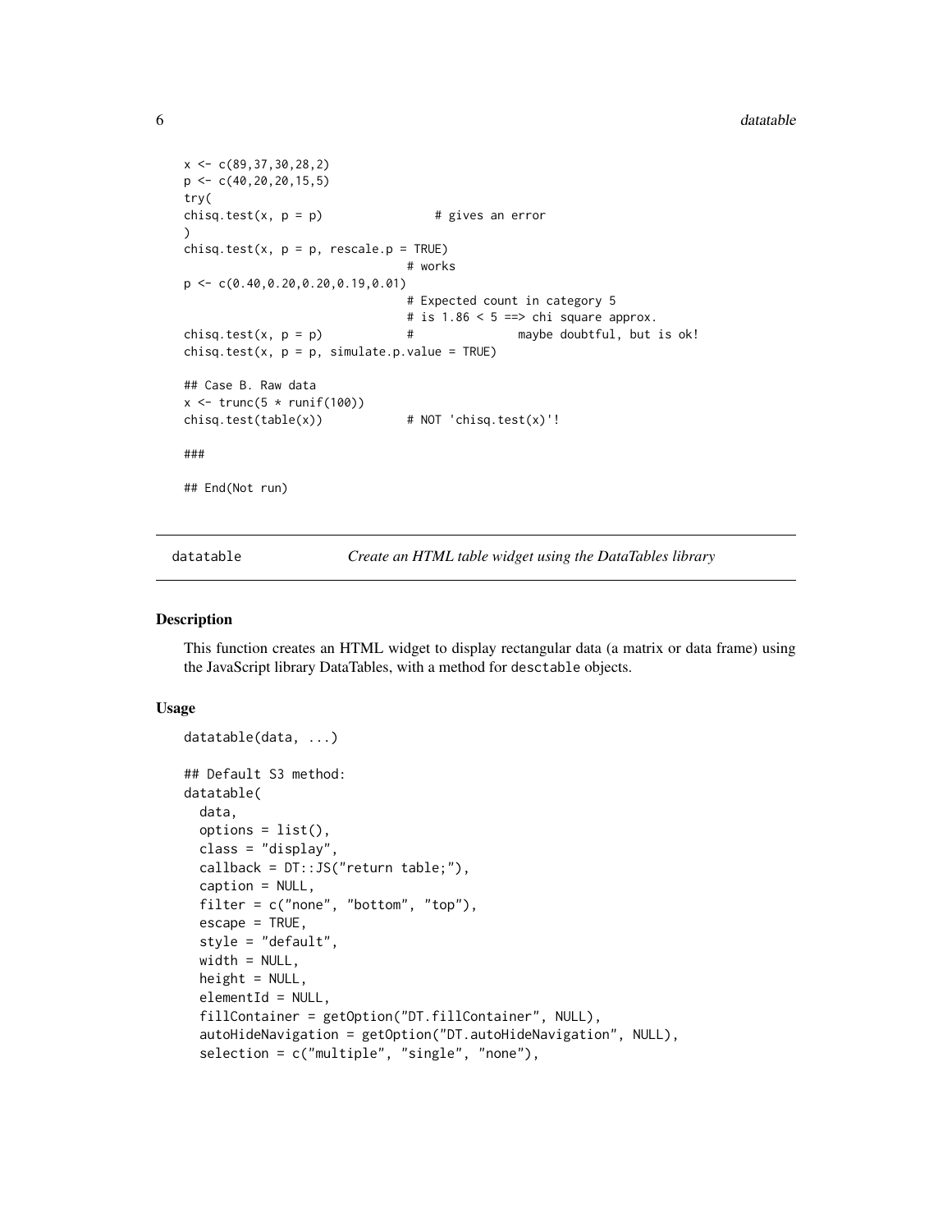```
x <- c(89,37,30,28,2)
p <- c(40,20,20,15,5)
try(
chisq.test(x, p = p)                # gives an error
)
chisq.test(x, p = p, rescale.p = TRUE)
                                # works
p <- c(0.40,0.20,0.20,0.19,0.01)
                                # Expected count in category 5
                                # is 1.86 < 5 ==> chi square approx.
chisq.test(x, p = p)            #               maybe doubtful, but is ok!
chisq.test(x, p = p, simulate.p.value = TRUE)

## Case B. Raw data
x <- trunc(5 * runif(100))
chisq.test(table(x))            # NOT 'chisq.test(x)'!

###

## End(Not run)
```

## datatable — *Create an HTML table widget using the DataTables library*

### Description

This function creates an HTML widget to display rectangular data (a matrix or data frame) using the JavaScript library DataTables, with a method for `desctable` objects.

### Usage

```
datatable(data, ...)

## Default S3 method:
datatable(
  data,
  options = list(),
  class = "display",
  callback = DT::JS("return table;"),
  caption = NULL,
  filter = c("none", "bottom", "top"),
  escape = TRUE,
  style = "default",
  width = NULL,
  height = NULL,
  elementId = NULL,
  fillContainer = getOption("DT.fillContainer", NULL),
  autoHideNavigation = getOption("DT.autoHideNavigation", NULL),
  selection = c("multiple", "single", "none"),
```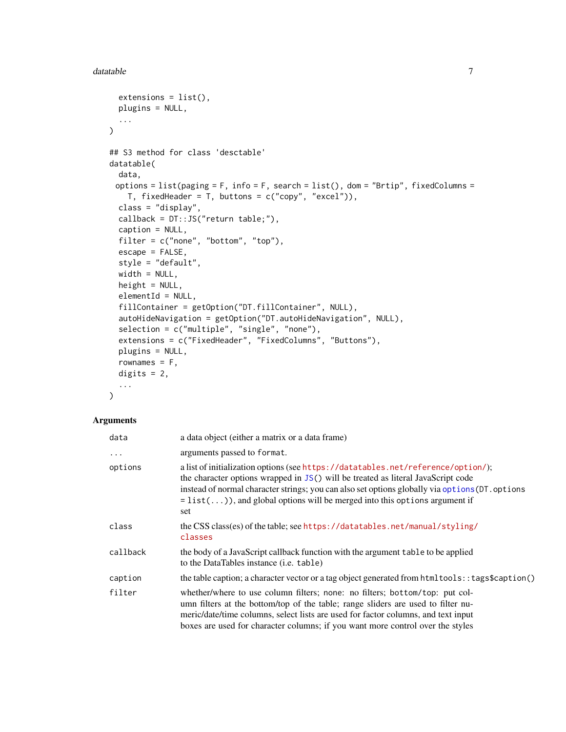```
  extensions = list(),
  plugins = NULL,
  ...
)

## S3 method for class 'desctable'
datatable(
  data,
  options = list(paging = F, info = F, search = list(), dom = "Brtip", fixedColumns =
    T, fixedHeader = T, buttons = c("copy", "excel")),
  class = "display",
  callback = DT::JS("return table;"),
  caption = NULL,
  filter = c("none", "bottom", "top"),
  escape = FALSE,
  style = "default",
  width = NULL,
  height = NULL,
  elementId = NULL,
  fillContainer = getOption("DT.fillContainer", NULL),
  autoHideNavigation = getOption("DT.autoHideNavigation", NULL),
  selection = c("multiple", "single", "none"),
  extensions = c("FixedHeader", "FixedColumns", "Buttons"),
  plugins = NULL,
  rownames = F,
  digits = 2,
  ...
)
```

## Arguments

| | |
|---|---|
| `data` | a data object (either a matrix or a data frame) |
| `...` | arguments passed to `format`. |
| `options` | a list of initialization options (see https://datatables.net/reference/option/); the character options wrapped in `JS()` will be treated as literal JavaScript code instead of normal character strings; you can also set options globally via `options(DT.options = list(...))`, and global options will be merged into this `options` argument if set |
| `class` | the CSS class(es) of the table; see https://datatables.net/manual/styling/classes |
| `callback` | the body of a JavaScript callback function with the argument `table` to be applied to the DataTables instance (i.e. `table`) |
| `caption` | the table caption; a character vector or a tag object generated from `htmltools::tags$caption()` |
| `filter` | whether/where to use column filters; `none`: no filters; `bottom/top`: put column filters at the bottom/top of the table; range sliders are used to filter numeric/date/time columns, select lists are used for factor columns, and text input boxes are used for character columns; if you want more control over the styles |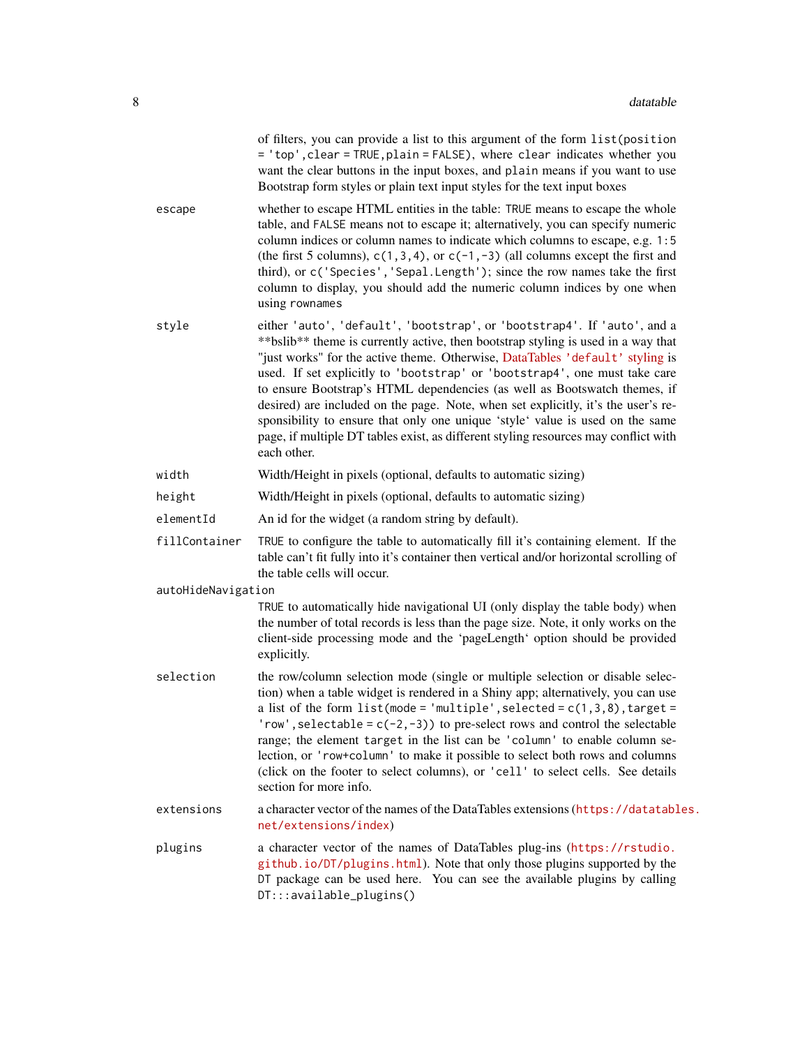of filters, you can provide a list to this argument of the form `list(position = 'top',clear = TRUE,plain = FALSE)`, where `clear` indicates whether you want the clear buttons in the input boxes, and `plain` means if you want to use Bootstrap form styles or plain text input styles for the text input boxes

`escape`
: whether to escape HTML entities in the table: `TRUE` means to escape the whole table, and `FALSE` means not to escape it; alternatively, you can specify numeric column indices or column names to indicate which columns to escape, e.g. `1:5` (the first 5 columns), `c(1,3,4)`, or `c(-1,-3)` (all columns except the first and third), or `c('Species','Sepal.Length')`; since the row names take the first column to display, you should add the numeric column indices by one when using `rownames`

`style`
: either `'auto'`, `'default'`, `'bootstrap'`, or `'bootstrap4'`. If `'auto'`, and a **bslib** theme is currently active, then bootstrap styling is used in a way that "just works" for the active theme. Otherwise, DataTables `'default'` styling is used. If set explicitly to `'bootstrap'` or `'bootstrap4'`, one must take care to ensure Bootstrap's HTML dependencies (as well as Bootswatch themes, if desired) are included on the page. Note, when set explicitly, it's the user's responsibility to ensure that only one unique 'style' value is used on the same page, if multiple DT tables exist, as different styling resources may conflict with each other.

`width`
: Width/Height in pixels (optional, defaults to automatic sizing)

`height`
: Width/Height in pixels (optional, defaults to automatic sizing)

`elementId`
: An id for the widget (a random string by default).

`fillContainer`
: `TRUE` to configure the table to automatically fill it's containing element. If the table can't fit fully into it's container then vertical and/or horizontal scrolling of the table cells will occur.

`autoHideNavigation`
: `TRUE` to automatically hide navigational UI (only display the table body) when the number of total records is less than the page size. Note, it only works on the client-side processing mode and the 'pageLength' option should be provided explicitly.

`selection`
: the row/column selection mode (single or multiple selection or disable selection) when a table widget is rendered in a Shiny app; alternatively, you can use a list of the form `list(mode = 'multiple',selected = c(1,3,8),target = 'row',selectable = c(-2,-3))` to pre-select rows and control the selectable range; the element `target` in the list can be `'column'` to enable column selection, or `'row+column'` to make it possible to select both rows and columns (click on the footer to select columns), or `'cell'` to select cells. See details section for more info.

`extensions`
: a character vector of the names of the DataTables extensions (https://datatables.net/extensions/index)

`plugins`
: a character vector of the names of DataTables plug-ins (https://rstudio.github.io/DT/plugins.html). Note that only those plugins supported by the DT package can be used here. You can see the available plugins by calling `DT:::available_plugins()`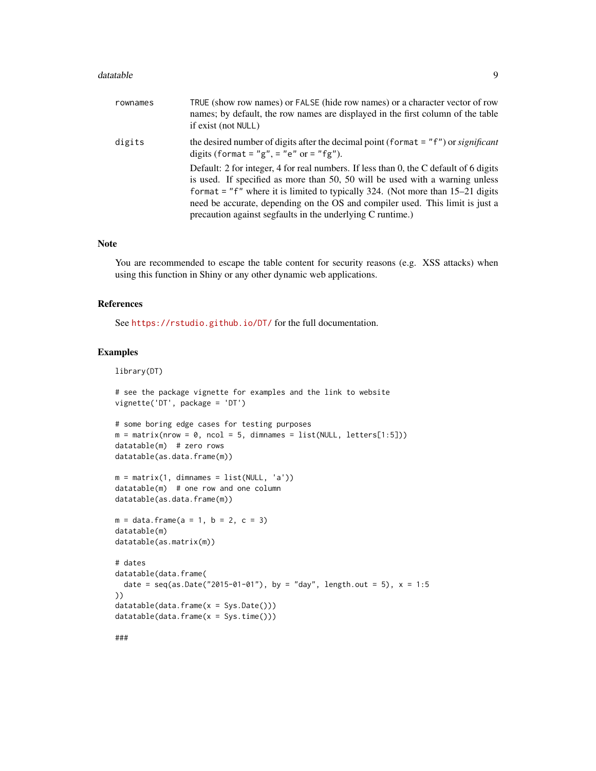| | |
|---|---|
| rownames | TRUE (show row names) or FALSE (hide row names) or a character vector of row names; by default, the row names are displayed in the first column of the table if exist (not NULL) |
| digits | the desired number of digits after the decimal point (format = "f") or *significant* digits (format = "g", = "e" or = "fg").<br><br>Default: 2 for integer, 4 for real numbers. If less than 0, the C default of 6 digits is used. If specified as more than 50, 50 will be used with a warning unless format = "f" where it is limited to typically 324. (Not more than 15–21 digits need be accurate, depending on the OS and compiler used. This limit is just a precaution against segfaults in the underlying C runtime.) |

## Note

You are recommended to escape the table content for security reasons (e.g. XSS attacks) when using this function in Shiny or any other dynamic web applications.

## References

See https://rstudio.github.io/DT/ for the full documentation.

## Examples

```
library(DT)

# see the package vignette for examples and the link to website
vignette('DT', package = 'DT')

# some boring edge cases for testing purposes
m = matrix(nrow = 0, ncol = 5, dimnames = list(NULL, letters[1:5]))
datatable(m)  # zero rows
datatable(as.data.frame(m))

m = matrix(1, dimnames = list(NULL, 'a'))
datatable(m)  # one row and one column
datatable(as.data.frame(m))

m = data.frame(a = 1, b = 2, c = 3)
datatable(m)
datatable(as.matrix(m))

# dates
datatable(data.frame(
  date = seq(as.Date("2015-01-01"), by = "day", length.out = 5), x = 1:5
))
datatable(data.frame(x = Sys.Date()))
datatable(data.frame(x = Sys.time()))

###
```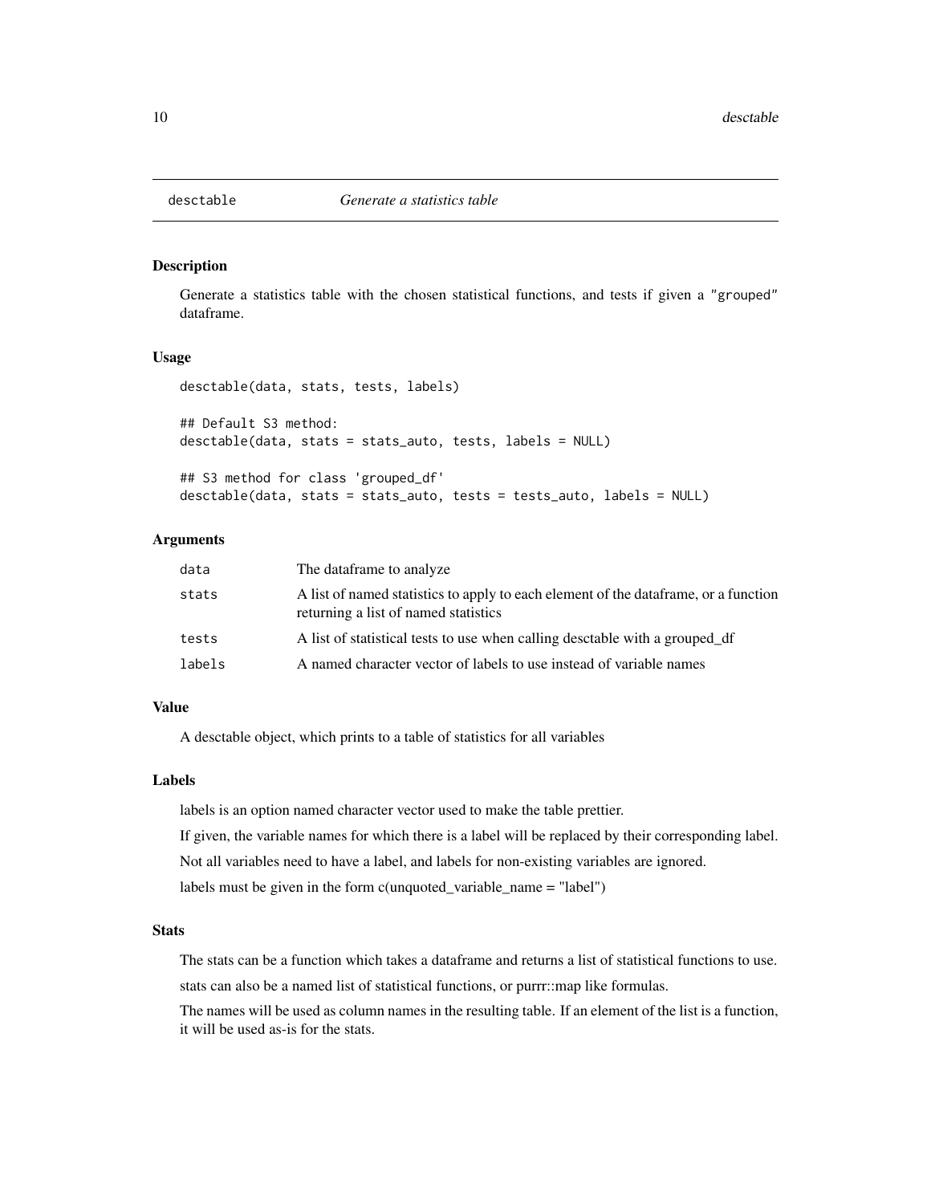# desctable — *Generate a statistics table*

## Description

Generate a statistics table with the chosen statistical functions, and tests if given a "grouped" dataframe.

## Usage

```
desctable(data, stats, tests, labels)

## Default S3 method:
desctable(data, stats = stats_auto, tests, labels = NULL)

## S3 method for class 'grouped_df'
desctable(data, stats = stats_auto, tests = tests_auto, labels = NULL)
```

## Arguments

| | |
|---|---|
| `data` | The dataframe to analyze |
| `stats` | A list of named statistics to apply to each element of the dataframe, or a function returning a list of named statistics |
| `tests` | A list of statistical tests to use when calling desctable with a grouped_df |
| `labels` | A named character vector of labels to use instead of variable names |

## Value

A desctable object, which prints to a table of statistics for all variables

## Labels

labels is an option named character vector used to make the table prettier.

If given, the variable names for which there is a label will be replaced by their corresponding label.

Not all variables need to have a label, and labels for non-existing variables are ignored.

labels must be given in the form c(unquoted_variable_name = "label")

## Stats

The stats can be a function which takes a dataframe and returns a list of statistical functions to use.

stats can also be a named list of statistical functions, or purrr::map like formulas.

The names will be used as column names in the resulting table. If an element of the list is a function, it will be used as-is for the stats.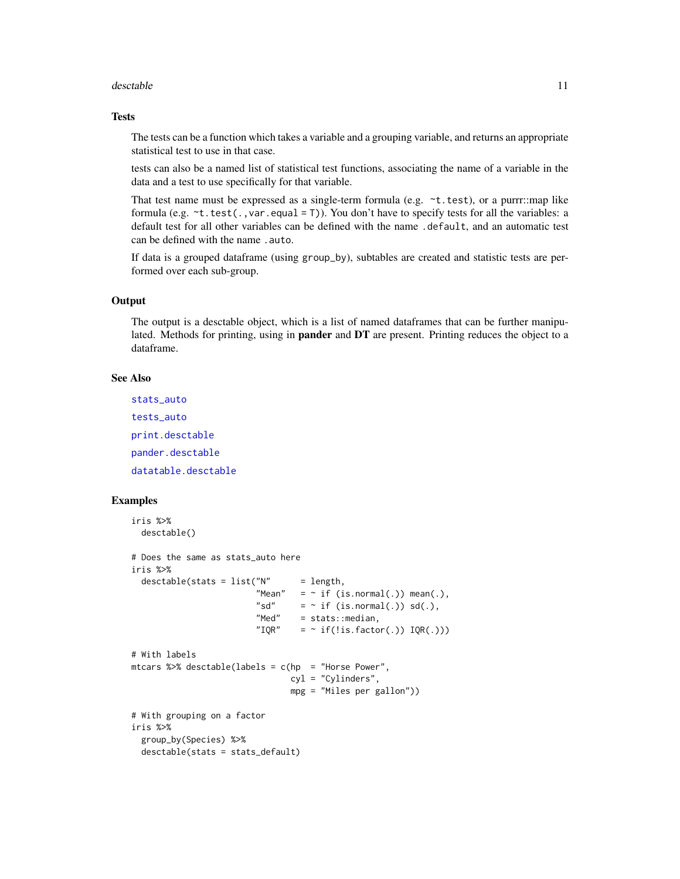## Tests

The tests can be a function which takes a variable and a grouping variable, and returns an appropriate statistical test to use in that case.

tests can also be a named list of statistical test functions, associating the name of a variable in the data and a test to use specifically for that variable.

That test name must be expressed as a single-term formula (e.g. `~t.test`), or a purrr::map like formula (e.g. `~t.test(.,var.equal = T)`). You don't have to specify tests for all the variables: a default test for all other variables can be defined with the name `.default`, and an automatic test can be defined with the name `.auto`.

If data is a grouped dataframe (using `group_by`), subtables are created and statistic tests are performed over each sub-group.

## Output

The output is a desctable object, which is a list of named dataframes that can be further manipulated. Methods for printing, using in **pander** and **DT** are present. Printing reduces the object to a dataframe.

## See Also

`stats_auto`

`tests_auto`

`print.desctable`

`pander.desctable`

`datatable.desctable`

## Examples

```
iris %>%
  desctable()

# Does the same as stats_auto here
iris %>%
  desctable(stats = list("N"      = length,
                         "Mean"   = ~ if (is.normal(.)) mean(.),
                         "sd"     = ~ if (is.normal(.)) sd(.),
                         "Med"    = stats::median,
                         "IQR"    = ~ if(!is.factor(.)) IQR(.)))

# With labels
mtcars %>% desctable(labels = c(hp  = "Horse Power",
                                cyl = "Cylinders",
                                mpg = "Miles per gallon"))

# With grouping on a factor
iris %>%
  group_by(Species) %>%
  desctable(stats = stats_default)
```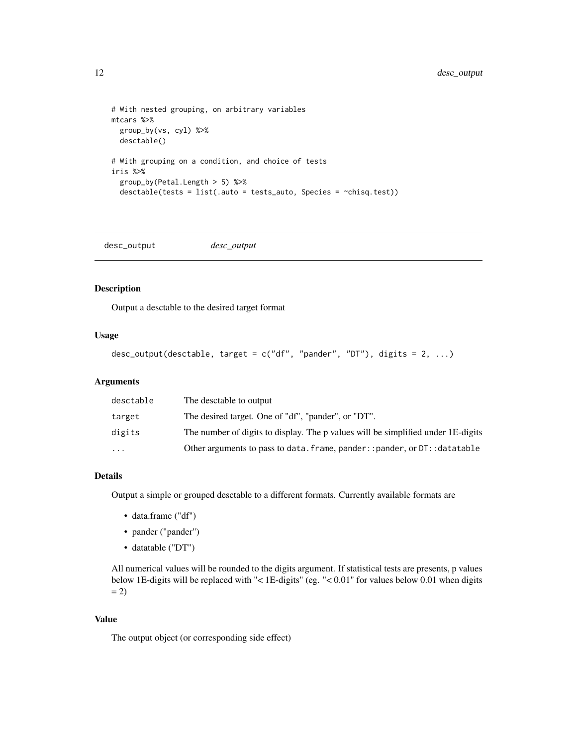```
# With nested grouping, on arbitrary variables
mtcars %>%
  group_by(vs, cyl) %>%
  desctable()

# With grouping on a condition, and choice of tests
iris %>%
  group_by(Petal.Length > 5) %>%
  desctable(tests = list(.auto = tests_auto, Species = ~chisq.test))
```

## desc_output *desc_output*

### Description

Output a desctable to the desired target format

### Usage

```
desc_output(desctable, target = c("df", "pander", "DT"), digits = 2, ...)
```

### Arguments

| | |
|---|---|
| desctable | The desctable to output |
| target | The desired target. One of "df", "pander", or "DT". |
| digits | The number of digits to display. The p values will be simplified under 1E-digits |
| ... | Other arguments to pass to `data.frame`, `pander::pander`, or `DT::datatable` |

### Details

Output a simple or grouped desctable to a different formats. Currently available formats are

- data.frame ("df")
- pander ("pander")
- datatable ("DT")

All numerical values will be rounded to the digits argument. If statistical tests are presents, p values below 1E-digits will be replaced with "< 1E-digits" (eg. "< 0.01" for values below 0.01 when digits = 2)

### Value

The output object (or corresponding side effect)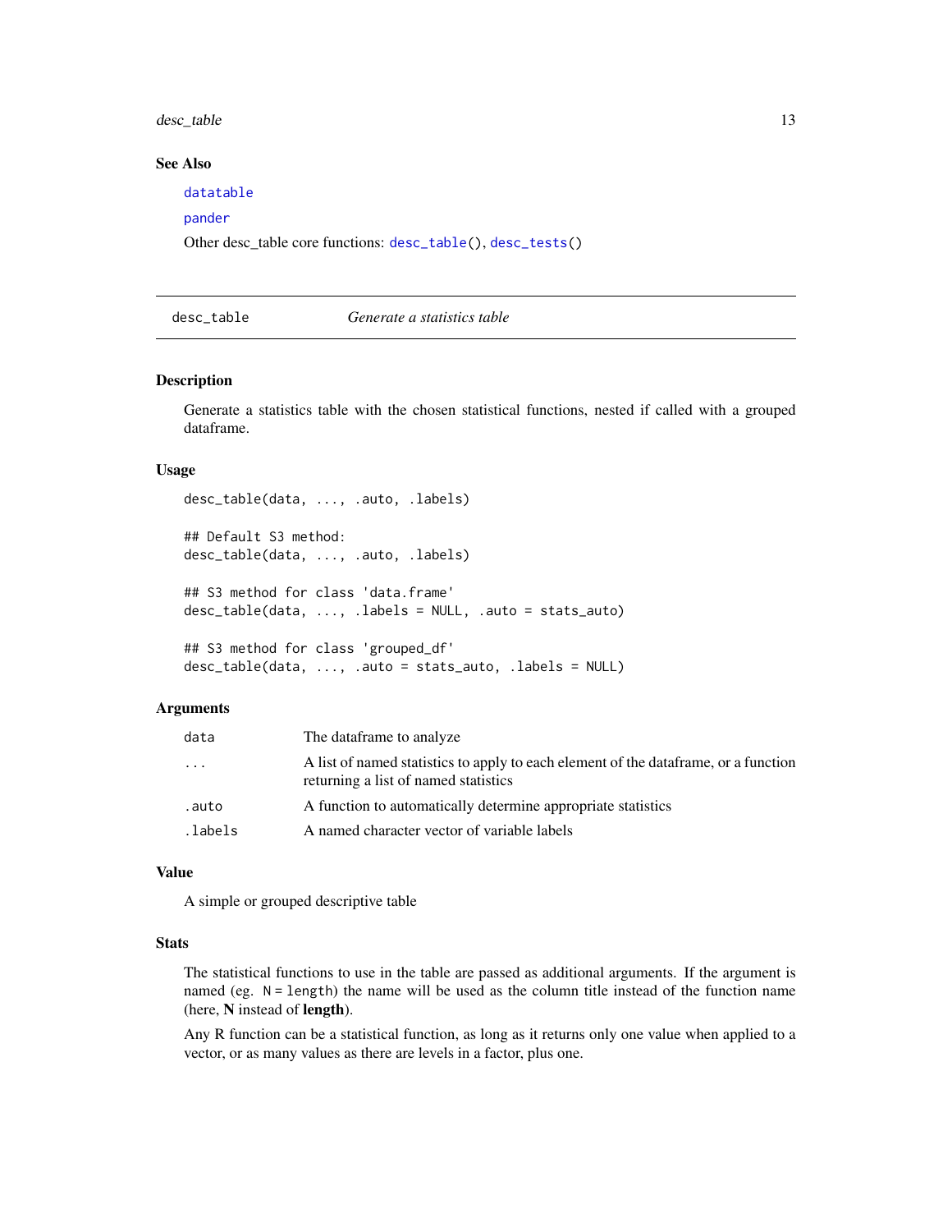### See Also

`datatable`

`pander`

Other desc_table core functions: `desc_table()`, `desc_tests()`

---

## desc_table — *Generate a statistics table*

### Description

Generate a statistics table with the chosen statistical functions, nested if called with a grouped dataframe.

### Usage

```
desc_table(data, ..., .auto, .labels)

## Default S3 method:
desc_table(data, ..., .auto, .labels)

## S3 method for class 'data.frame'
desc_table(data, ..., .labels = NULL, .auto = stats_auto)

## S3 method for class 'grouped_df'
desc_table(data, ..., .auto = stats_auto, .labels = NULL)
```

### Arguments

| | |
|---|---|
| `data` | The dataframe to analyze |
| `...` | A list of named statistics to apply to each element of the dataframe, or a function returning a list of named statistics |
| `.auto` | A function to automatically determine appropriate statistics |
| `.labels` | A named character vector of variable labels |

### Value

A simple or grouped descriptive table

### Stats

The statistical functions to use in the table are passed as additional arguments. If the argument is named (eg. `N = length`) the name will be used as the column title instead of the function name (here, **N** instead of **length**).

Any R function can be a statistical function, as long as it returns only one value when applied to a vector, or as many values as there are levels in a factor, plus one.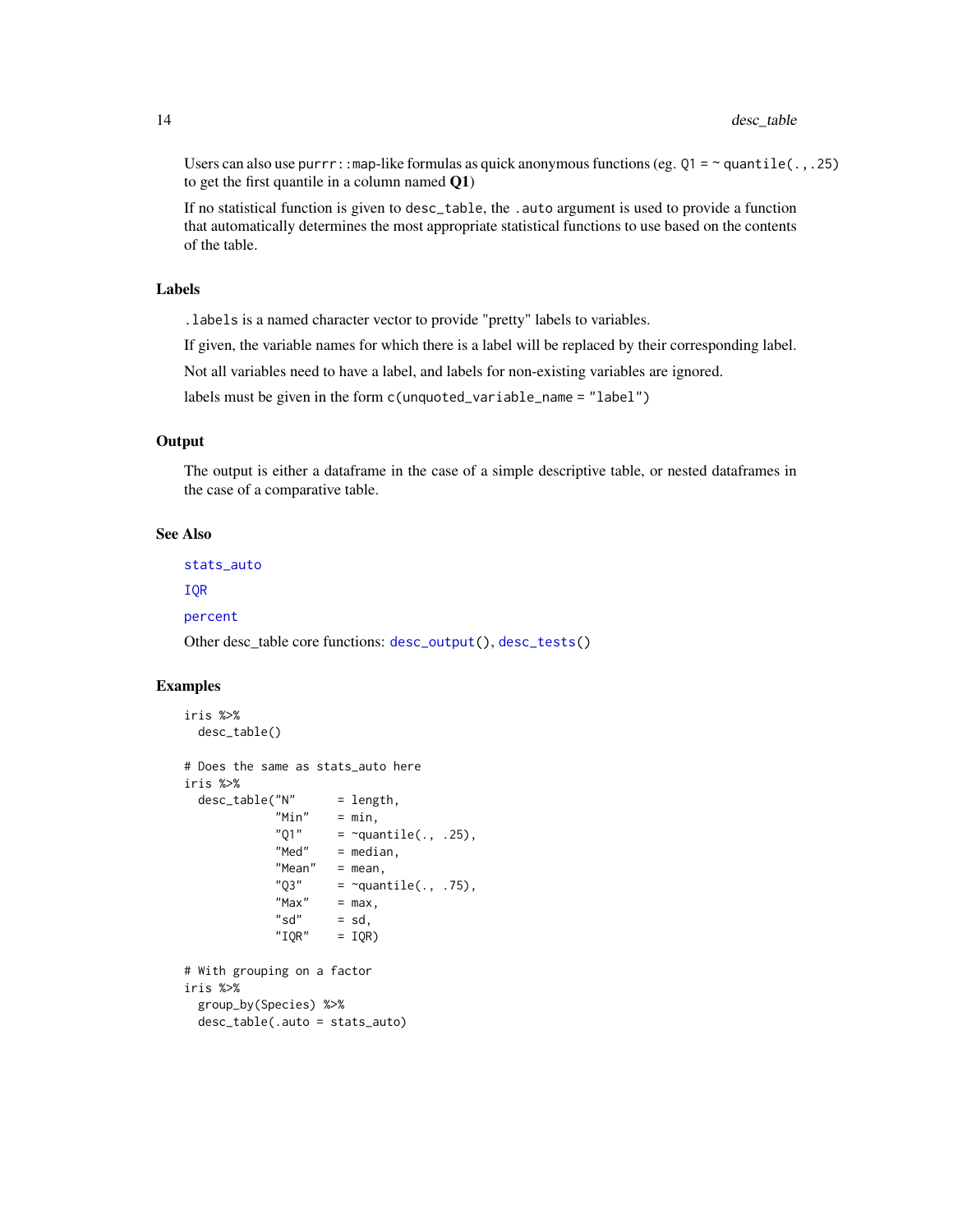Users can also use `purrr::map`-like formulas as quick anonymous functions (eg. `Q1 = ~ quantile(.,.25)` to get the first quantile in a column named **Q1**)

If no statistical function is given to `desc_table`, the `.auto` argument is used to provide a function that automatically determines the most appropriate statistical functions to use based on the contents of the table.

## Labels

`.labels` is a named character vector to provide "pretty" labels to variables.

If given, the variable names for which there is a label will be replaced by their corresponding label.

Not all variables need to have a label, and labels for non-existing variables are ignored.

labels must be given in the form `c(unquoted_variable_name = "label")`

## Output

The output is either a dataframe in the case of a simple descriptive table, or nested dataframes in the case of a comparative table.

## See Also

`stats_auto`

`IQR`

`percent`

Other desc_table core functions: `desc_output()`, `desc_tests()`

## Examples

```
iris %>%
  desc_table()

# Does the same as stats_auto here
iris %>%
  desc_table("N"      = length,
             "Min"    = min,
             "Q1"     = ~quantile(., .25),
             "Med"    = median,
             "Mean"   = mean,
             "Q3"     = ~quantile(., .75),
             "Max"    = max,
             "sd"     = sd,
             "IQR"    = IQR)

# With grouping on a factor
iris %>%
  group_by(Species) %>%
  desc_table(.auto = stats_auto)
```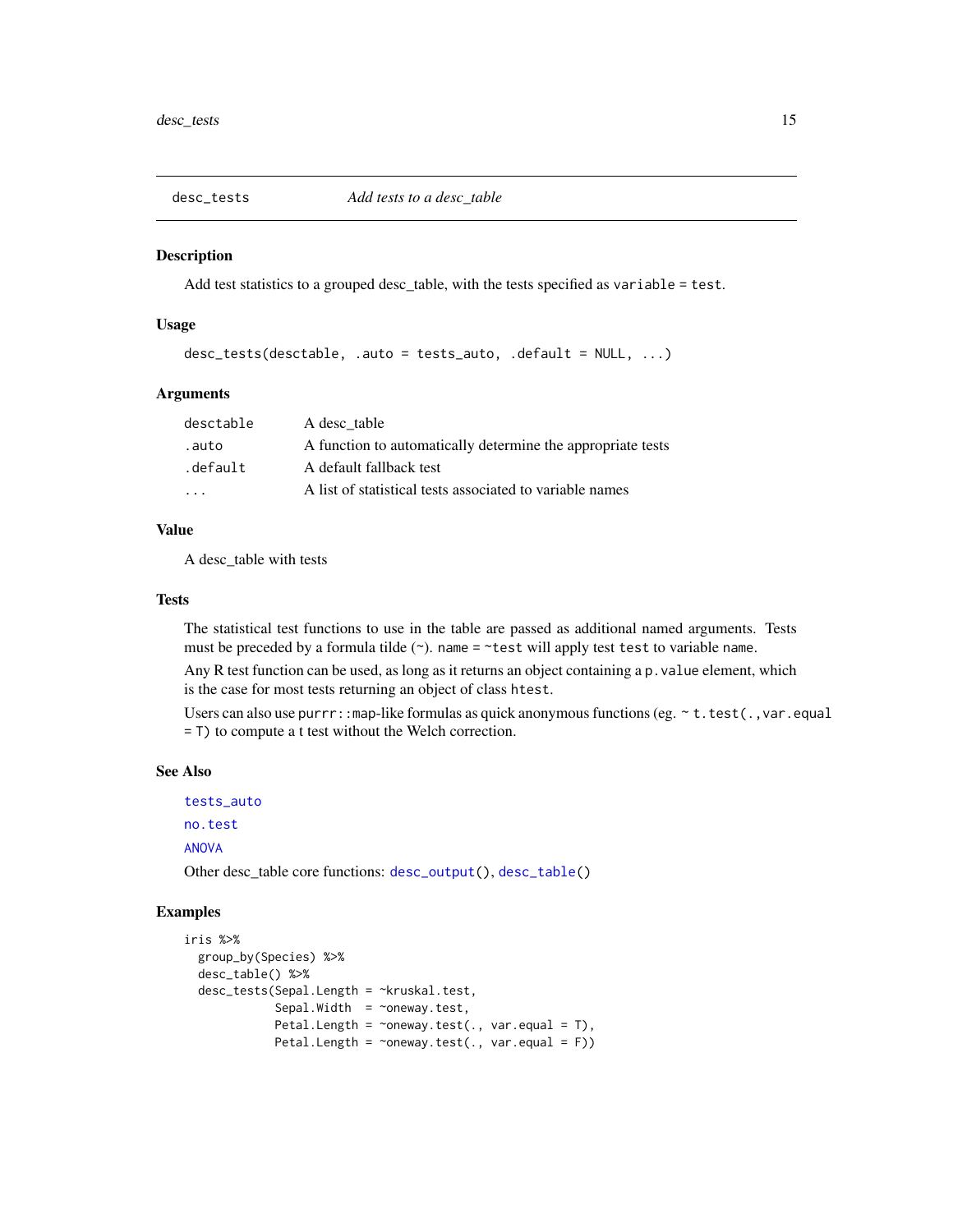## desc_tests — *Add tests to a desc_table*

### Description

Add test statistics to a grouped desc_table, with the tests specified as `variable = test`.

### Usage

```
desc_tests(desctable, .auto = tests_auto, .default = NULL, ...)
```

### Arguments

| | |
|---|---|
| `desctable` | A desc_table |
| `.auto` | A function to automatically determine the appropriate tests |
| `.default` | A default fallback test |
| `...` | A list of statistical tests associated to variable names |

### Value

A desc_table with tests

### Tests

The statistical test functions to use in the table are passed as additional named arguments. Tests must be preceded by a formula tilde (`~`). `name = ~test` will apply test `test` to variable `name`.

Any R test function can be used, as long as it returns an object containing a `p.value` element, which is the case for most tests returning an object of class `htest`.

Users can also use `purrr::map`-like formulas as quick anonymous functions (eg. `~ t.test(.,var.equal = T)`) to compute a t test without the Welch correction.

### See Also

`tests_auto`

`no.test`

`ANOVA`

Other desc_table core functions: `desc_output()`, `desc_table()`

### Examples

```
iris %>%
  group_by(Species) %>%
  desc_table() %>%
  desc_tests(Sepal.Length = ~kruskal.test,
             Sepal.Width  = ~oneway.test,
             Petal.Length = ~oneway.test(., var.equal = T),
             Petal.Length = ~oneway.test(., var.equal = F))
```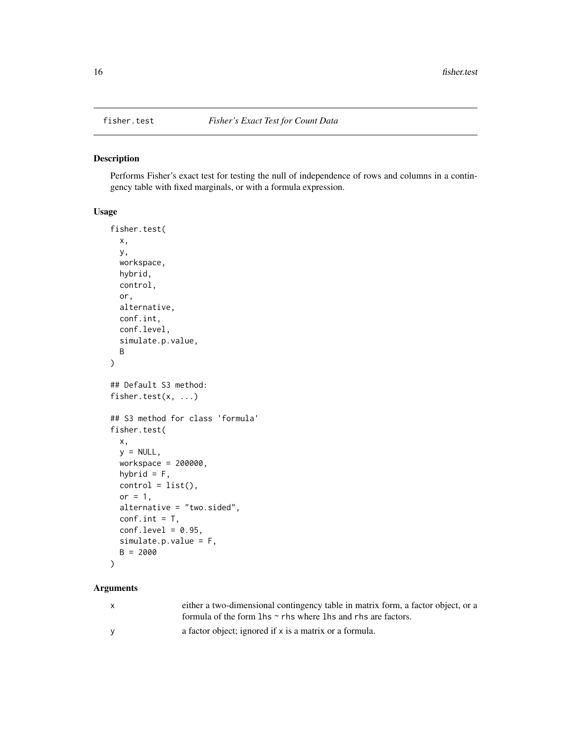fisher.test *Fisher's Exact Test for Count Data*

## Description

Performs Fisher's exact test for testing the null of independence of rows and columns in a contingency table with fixed marginals, or with a formula expression.

## Usage

```
fisher.test(
  x,
  y,
  workspace,
  hybrid,
  control,
  or,
  alternative,
  conf.int,
  conf.level,
  simulate.p.value,
  B
)

## Default S3 method:
fisher.test(x, ...)

## S3 method for class 'formula'
fisher.test(
  x,
  y = NULL,
  workspace = 200000,
  hybrid = F,
  control = list(),
  or = 1,
  alternative = "two.sided",
  conf.int = T,
  conf.level = 0.95,
  simulate.p.value = F,
  B = 2000
)
```

## Arguments

| | |
|---|---|
| x | either a two-dimensional contingency table in matrix form, a factor object, or a formula of the form `lhs ~ rhs` where `lhs` and `rhs` are factors. |
| y | a factor object; ignored if x is a matrix or a formula. |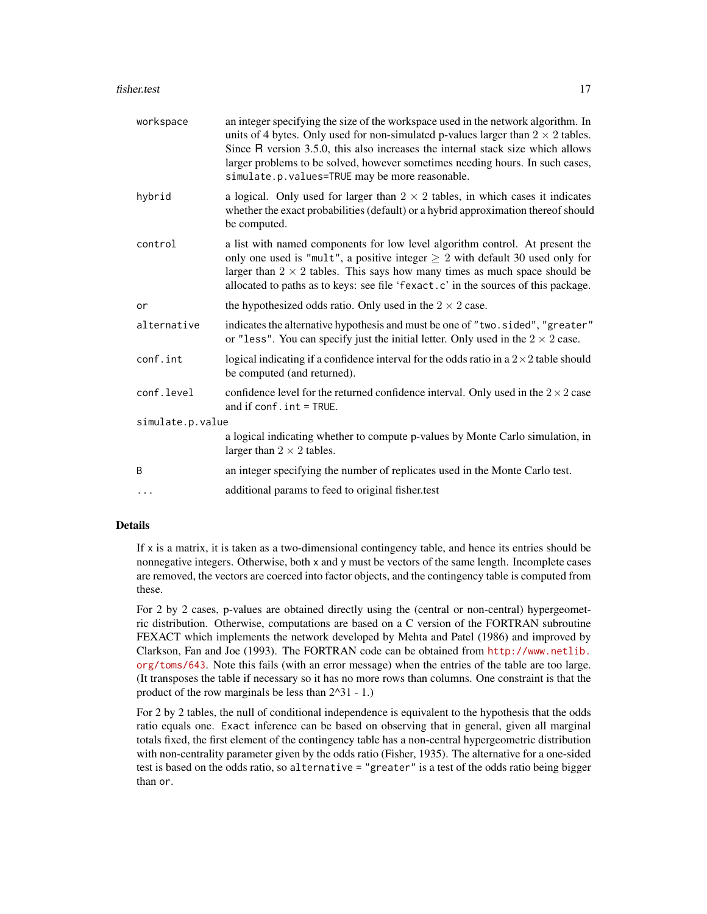| | |
|---|---|
| `workspace` | an integer specifying the size of the workspace used in the network algorithm. In units of 4 bytes. Only used for non-simulated p-values larger than $2 \times 2$ tables. Since R version 3.5.0, this also increases the internal stack size which allows larger problems to be solved, however sometimes needing hours. In such cases, `simulate.p.values=TRUE` may be more reasonable. |
| `hybrid` | a logical. Only used for larger than $2 \times 2$ tables, in which cases it indicates whether the exact probabilities (default) or a hybrid approximation thereof should be computed. |
| `control` | a list with named components for low level algorithm control. At present the only one used is `"mult"`, a positive integer $\geq 2$ with default 30 used only for larger than $2 \times 2$ tables. This says how many times as much space should be allocated to paths as to keys: see file '`fexact.c`' in the sources of this package. |
| `or` | the hypothesized odds ratio. Only used in the $2 \times 2$ case. |
| `alternative` | indicates the alternative hypothesis and must be one of `"two.sided"`, `"greater"` or `"less"`. You can specify just the initial letter. Only used in the $2 \times 2$ case. |
| `conf.int` | logical indicating if a confidence interval for the odds ratio in a $2 \times 2$ table should be computed (and returned). |
| `conf.level` | confidence level for the returned confidence interval. Only used in the $2 \times 2$ case and if `conf.int = TRUE`. |
| `simulate.p.value` | a logical indicating whether to compute p-values by Monte Carlo simulation, in larger than $2 \times 2$ tables. |
| `B` | an integer specifying the number of replicates used in the Monte Carlo test. |
| `...` | additional params to feed to original fisher.test |

### Details

If `x` is a matrix, it is taken as a two-dimensional contingency table, and hence its entries should be nonnegative integers. Otherwise, both `x` and `y` must be vectors of the same length. Incomplete cases are removed, the vectors are coerced into factor objects, and the contingency table is computed from these.

For 2 by 2 cases, p-values are obtained directly using the (central or non-central) hypergeometric distribution. Otherwise, computations are based on a C version of the FORTRAN subroutine FEXACT which implements the network developed by Mehta and Patel (1986) and improved by Clarkson, Fan and Joe (1993). The FORTRAN code can be obtained from http://www.netlib.org/toms/643. Note this fails (with an error message) when the entries of the table are too large. (It transposes the table if necessary so it has no more rows than columns. One constraint is that the product of the row marginals be less than 2^31 - 1.)

For 2 by 2 tables, the null of conditional independence is equivalent to the hypothesis that the odds ratio equals one. `Exact` inference can be based on observing that in general, given all marginal totals fixed, the first element of the contingency table has a non-central hypergeometric distribution with non-centrality parameter given by the odds ratio (Fisher, 1935). The alternative for a one-sided test is based on the odds ratio, so `alternative = "greater"` is a test of the odds ratio being bigger than `or`.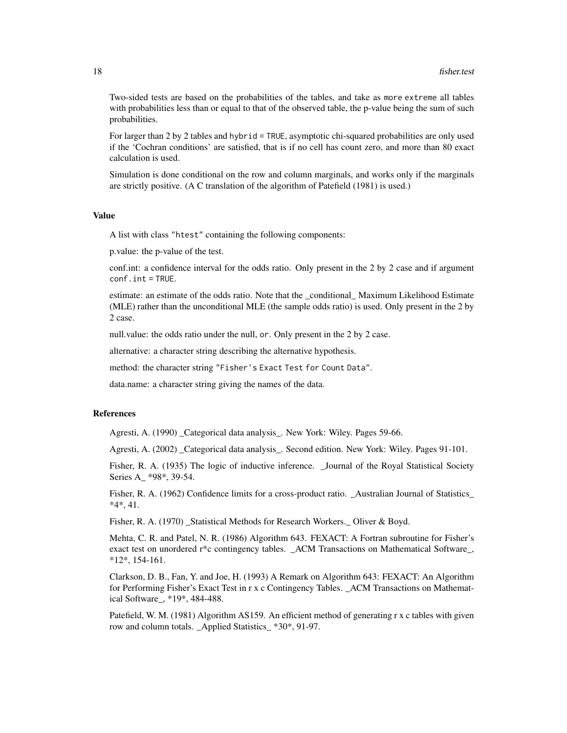Two-sided tests are based on the probabilities of the tables, and take as `more extreme` all tables with probabilities less than or equal to that of the observed table, the p-value being the sum of such probabilities.

For larger than 2 by 2 tables and `hybrid = TRUE`, asymptotic chi-squared probabilities are only used if the 'Cochran conditions' are satisfied, that is if no cell has count zero, and more than 80 exact calculation is used.

Simulation is done conditional on the row and column marginals, and works only if the marginals are strictly positive. (A C translation of the algorithm of Patefield (1981) is used.)

## Value

A list with class `"htest"` containing the following components:

p.value: the p-value of the test.

conf.int: a confidence interval for the odds ratio. Only present in the 2 by 2 case and if argument `conf.int = TRUE`.

estimate: an estimate of the odds ratio. Note that the _conditional_ Maximum Likelihood Estimate (MLE) rather than the unconditional MLE (the sample odds ratio) is used. Only present in the 2 by 2 case.

null.value: the odds ratio under the null, `or`. Only present in the 2 by 2 case.

alternative: a character string describing the alternative hypothesis.

method: the character string `"Fisher's Exact Test for Count Data"`.

data.name: a character string giving the names of the data.

## References

Agresti, A. (1990) _Categorical data analysis_. New York: Wiley. Pages 59-66.

Agresti, A. (2002) _Categorical data analysis_. Second edition. New York: Wiley. Pages 91-101.

Fisher, R. A. (1935) The logic of inductive inference. _Journal of the Royal Statistical Society Series A_ *98*, 39-54.

Fisher, R. A. (1962) Confidence limits for a cross-product ratio. _Australian Journal of Statistics_ *4*, 41.

Fisher, R. A. (1970) _Statistical Methods for Research Workers._ Oliver & Boyd.

Mehta, C. R. and Patel, N. R. (1986) Algorithm 643. FEXACT: A Fortran subroutine for Fisher's exact test on unordered r*c contingency tables. _ACM Transactions on Mathematical Software_, *12*, 154-161.

Clarkson, D. B., Fan, Y. and Joe, H. (1993) A Remark on Algorithm 643: FEXACT: An Algorithm for Performing Fisher's Exact Test in r x c Contingency Tables. _ACM Transactions on Mathematical Software_, *19*, 484-488.

Patefield, W. M. (1981) Algorithm AS159. An efficient method of generating r x c tables with given row and column totals. _Applied Statistics_ *30*, 91-97.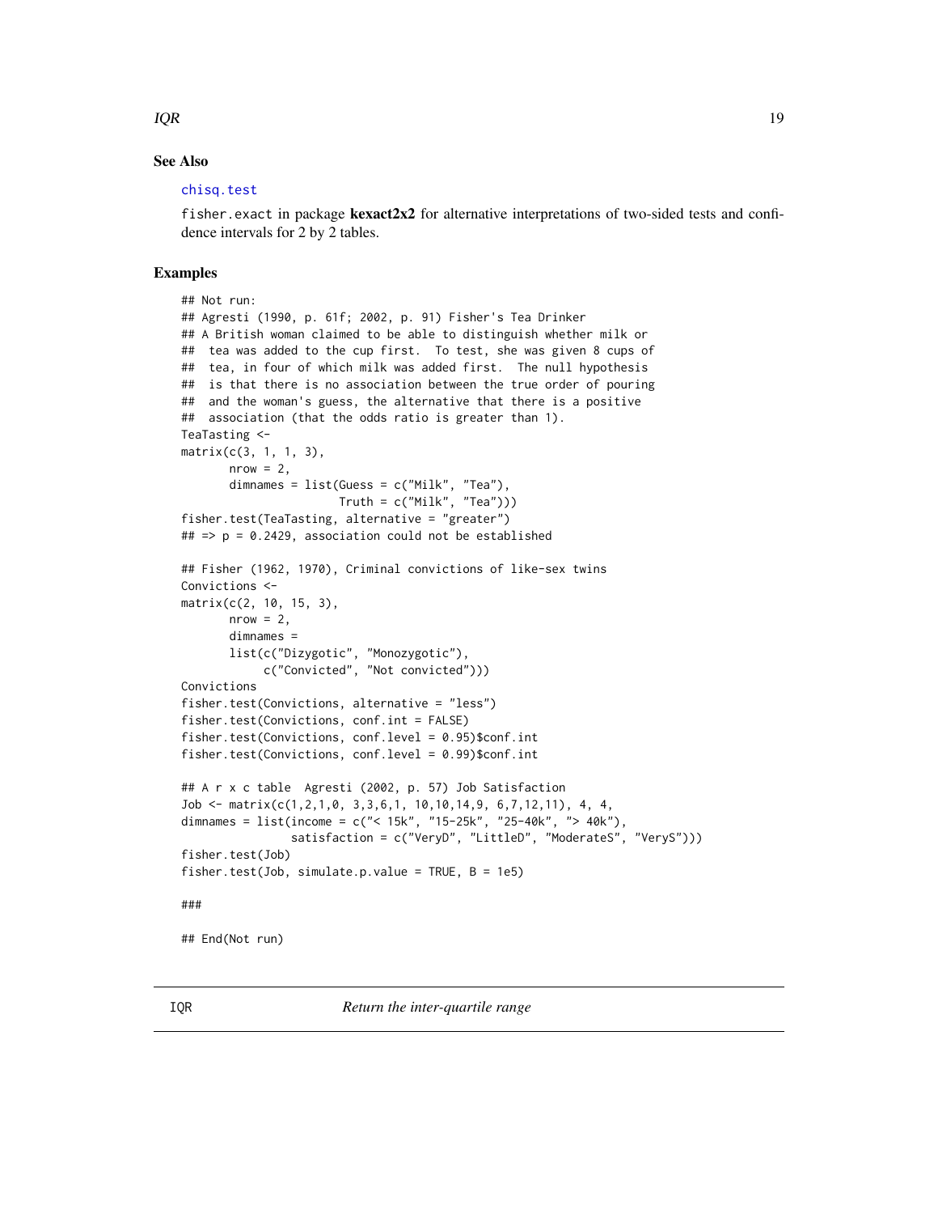### See Also

`chisq.test`

`fisher.exact` in package **kexact2x2** for alternative interpretations of two-sided tests and confidence intervals for 2 by 2 tables.

### Examples

```
## Not run:
## Agresti (1990, p. 61f; 2002, p. 91) Fisher's Tea Drinker
## A British woman claimed to be able to distinguish whether milk or
##  tea was added to the cup first.  To test, she was given 8 cups of
##  tea, in four of which milk was added first.  The null hypothesis
##  is that there is no association between the true order of pouring
##  and the woman's guess, the alternative that there is a positive
##  association (that the odds ratio is greater than 1).
TeaTasting <-
matrix(c(3, 1, 1, 3),
       nrow = 2,
       dimnames = list(Guess = c("Milk", "Tea"),
                       Truth = c("Milk", "Tea")))
fisher.test(TeaTasting, alternative = "greater")
## => p = 0.2429, association could not be established

## Fisher (1962, 1970), Criminal convictions of like-sex twins
Convictions <-
matrix(c(2, 10, 15, 3),
       nrow = 2,
       dimnames =
       list(c("Dizygotic", "Monozygotic"),
            c("Convicted", "Not convicted")))
Convictions
fisher.test(Convictions, alternative = "less")
fisher.test(Convictions, conf.int = FALSE)
fisher.test(Convictions, conf.level = 0.95)$conf.int
fisher.test(Convictions, conf.level = 0.99)$conf.int

## A r x c table  Agresti (2002, p. 57) Job Satisfaction
Job <- matrix(c(1,2,1,0, 3,3,6,1, 10,10,14,9, 6,7,12,11), 4, 4,
dimnames = list(income = c("< 15k", "15-25k", "25-40k", "> 40k"),
                satisfaction = c("VeryD", "LittleD", "ModerateS", "VeryS")))
fisher.test(Job)
fisher.test(Job, simulate.p.value = TRUE, B = 1e5)

###

## End(Not run)
```

---

## IQR — *Return the inter-quartile range*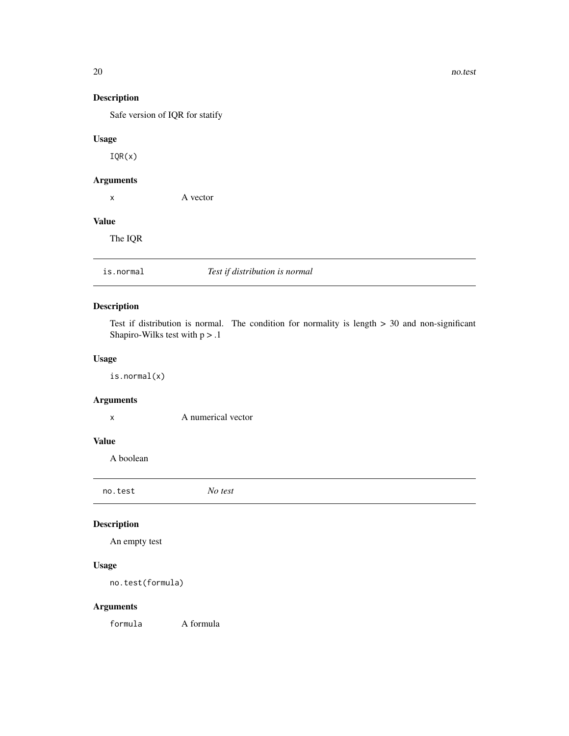## Description

Safe version of IQR for statify

## Usage

```
IQR(x)
```

## Arguments

| | |
|---|---|
| `x` | A vector |

## Value

The IQR

---

## is.normal — *Test if distribution is normal*

---

## Description

Test if distribution is normal. The condition for normality is length > 30 and non-significant Shapiro-Wilks test with p > .1

## Usage

```
is.normal(x)
```

## Arguments

| | |
|---|---|
| `x` | A numerical vector |

## Value

A boolean

---

## no.test — *No test*

---

## Description

An empty test

## Usage

```
no.test(formula)
```

## Arguments

| | |
|---|---|
| `formula` | A formula |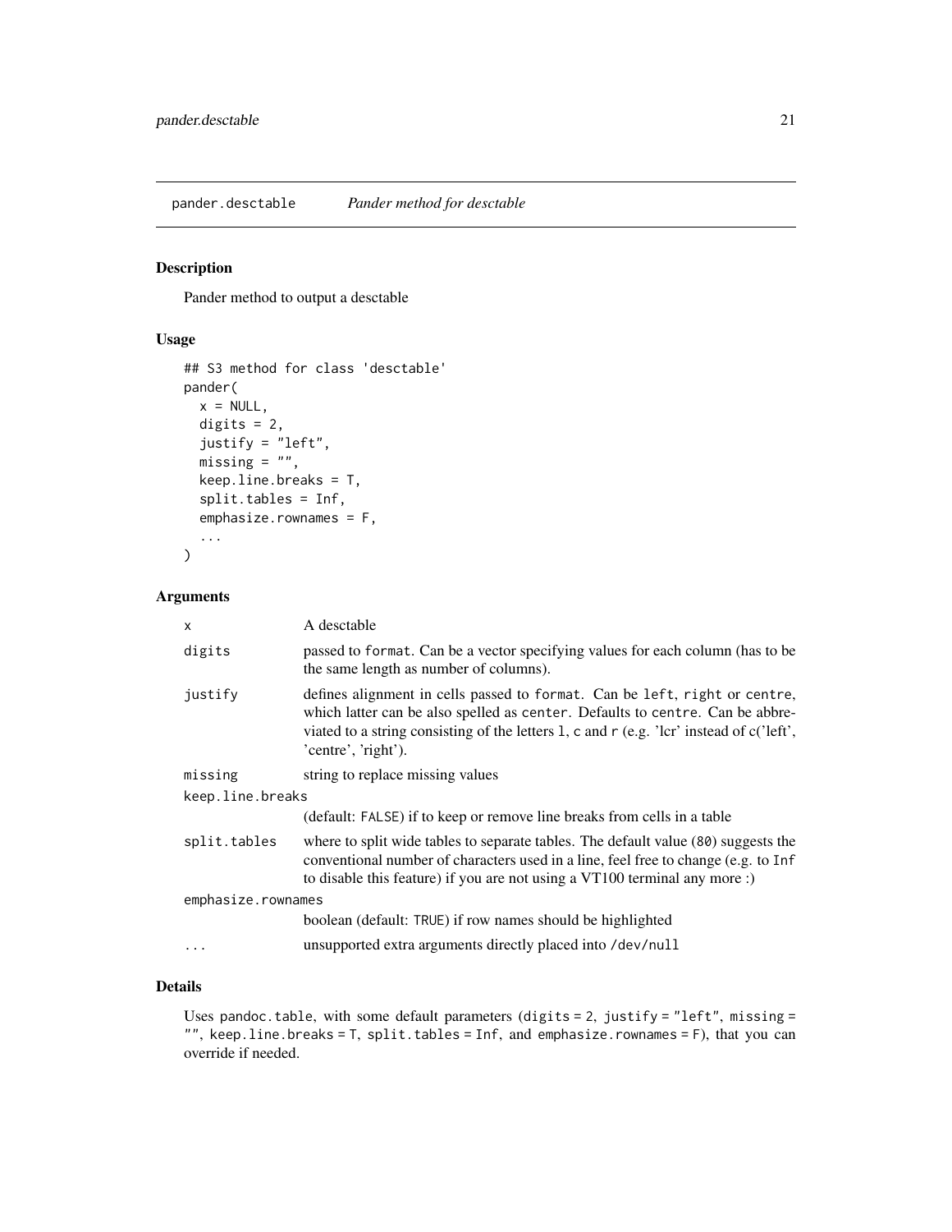## pander.desctable *Pander method for desctable*

### Description

Pander method to output a desctable

### Usage

```
## S3 method for class 'desctable'
pander(
  x = NULL,
  digits = 2,
  justify = "left",
  missing = "",
  keep.line.breaks = T,
  split.tables = Inf,
  emphasize.rownames = F,
  ...
)
```

### Arguments

| | |
|---|---|
| `x` | A desctable |
| `digits` | passed to `format`. Can be a vector specifying values for each column (has to be the same length as number of columns). |
| `justify` | defines alignment in cells passed to `format`. Can be `left`, `right` or `centre`, which latter can be also spelled as `center`. Defaults to `centre`. Can be abbreviated to a string consisting of the letters `l`, `c` and `r` (e.g. 'lcr' instead of c('left', 'centre', 'right'). |
| `missing` | string to replace missing values |
| `keep.line.breaks` | (default: `FALSE`) if to keep or remove line breaks from cells in a table |
| `split.tables` | where to split wide tables to separate tables. The default value (`80`) suggests the conventional number of characters used in a line, feel free to change (e.g. to `Inf` to disable this feature) if you are not using a VT100 terminal any more :) |
| `emphasize.rownames` | boolean (default: `TRUE`) if row names should be highlighted |
| `...` | unsupported extra arguments directly placed into `/dev/null` |

### Details

Uses `pandoc.table`, with some default parameters (`digits = 2`, `justify = "left"`, `missing = ""`, `keep.line.breaks = T`, `split.tables = Inf`, and `emphasize.rownames = F`), that you can override if needed.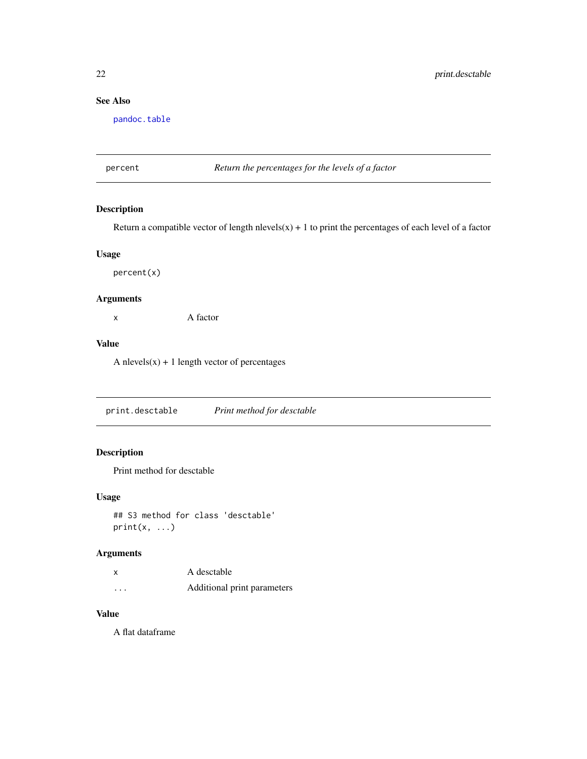### See Also

`pandoc.table`

---

## percent — *Return the percentages for the levels of a factor*

### Description

Return a compatible vector of length nlevels(x) + 1 to print the percentages of each level of a factor

### Usage

```
percent(x)
```

### Arguments

| | |
|---|---|
| `x` | A factor |

### Value

A nlevels(x) + 1 length vector of percentages

---

## print.desctable — *Print method for desctable*

### Description

Print method for desctable

### Usage

```
## S3 method for class 'desctable'
print(x, ...)
```

### Arguments

| | |
|---|---|
| `x` | A desctable |
| `...` | Additional print parameters |

### Value

A flat dataframe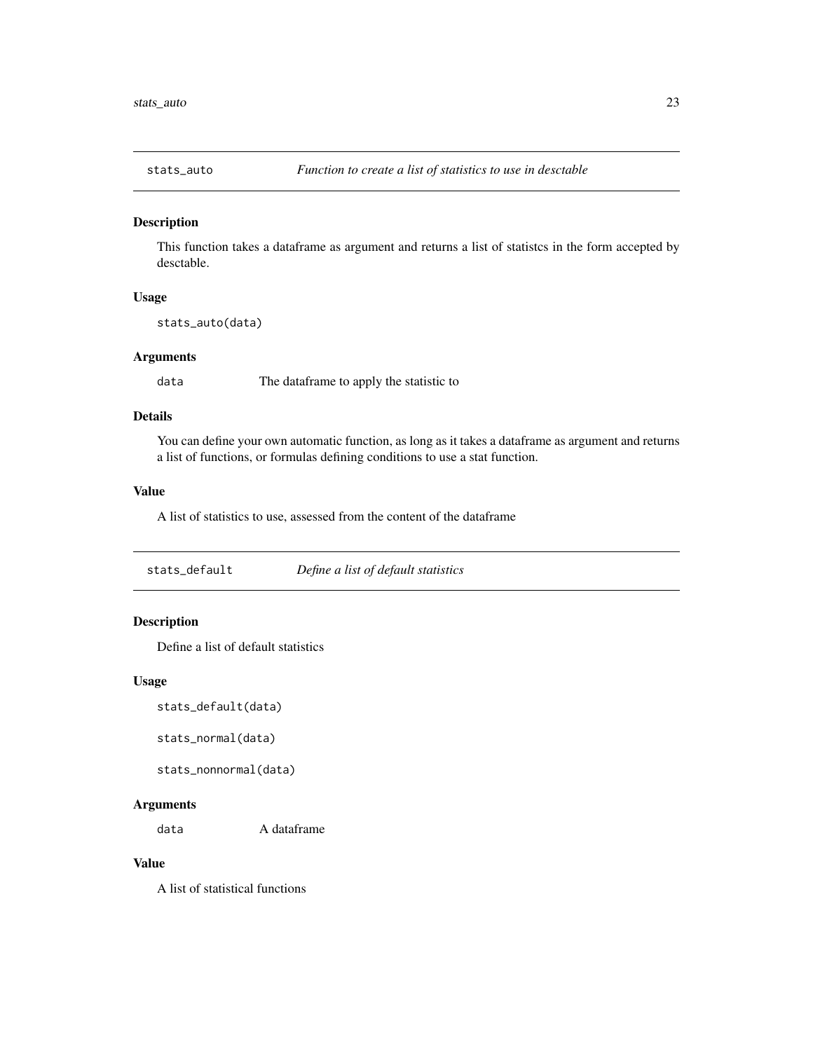## stats_auto — *Function to create a list of statistics to use in desctable*

### Description

This function takes a dataframe as argument and returns a list of statistcs in the form accepted by desctable.

### Usage

```
stats_auto(data)
```

### Arguments

| | |
|---|---|
| data | The dataframe to apply the statistic to |

### Details

You can define your own automatic function, as long as it takes a dataframe as argument and returns a list of functions, or formulas defining conditions to use a stat function.

### Value

A list of statistics to use, assessed from the content of the dataframe

## stats_default — *Define a list of default statistics*

### Description

Define a list of default statistics

### Usage

```
stats_default(data)

stats_normal(data)

stats_nonnormal(data)
```

### Arguments

| | |
|---|---|
| data | A dataframe |

### Value

A list of statistical functions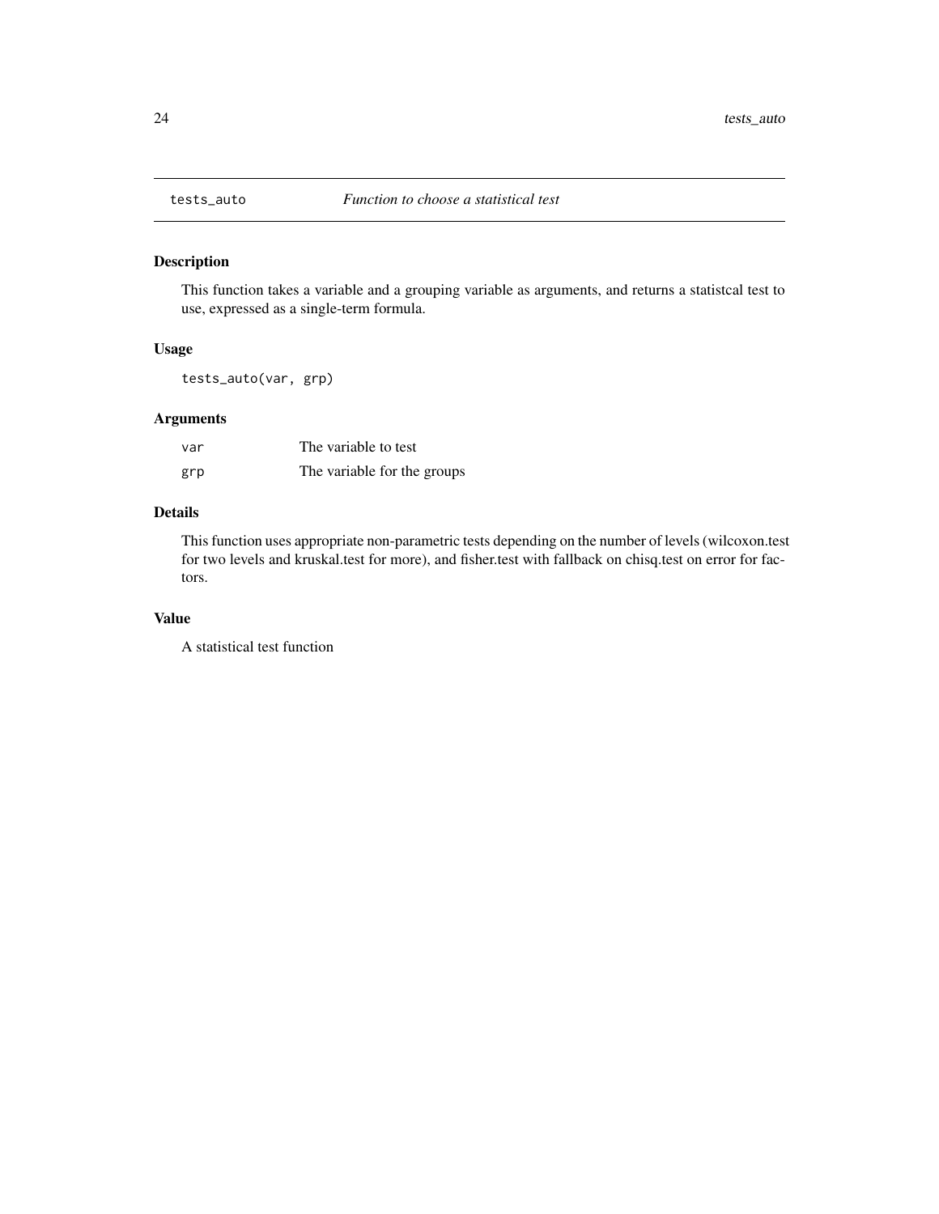## tests_auto *Function to choose a statistical test*

### Description

This function takes a variable and a grouping variable as arguments, and returns a statistcal test to use, expressed as a single-term formula.

### Usage

```
tests_auto(var, grp)
```

### Arguments

| | |
|---|---|
| var | The variable to test |
| grp | The variable for the groups |

### Details

This function uses appropriate non-parametric tests depending on the number of levels (wilcoxon.test for two levels and kruskal.test for more), and fisher.test with fallback on chisq.test on error for factors.

### Value

A statistical test function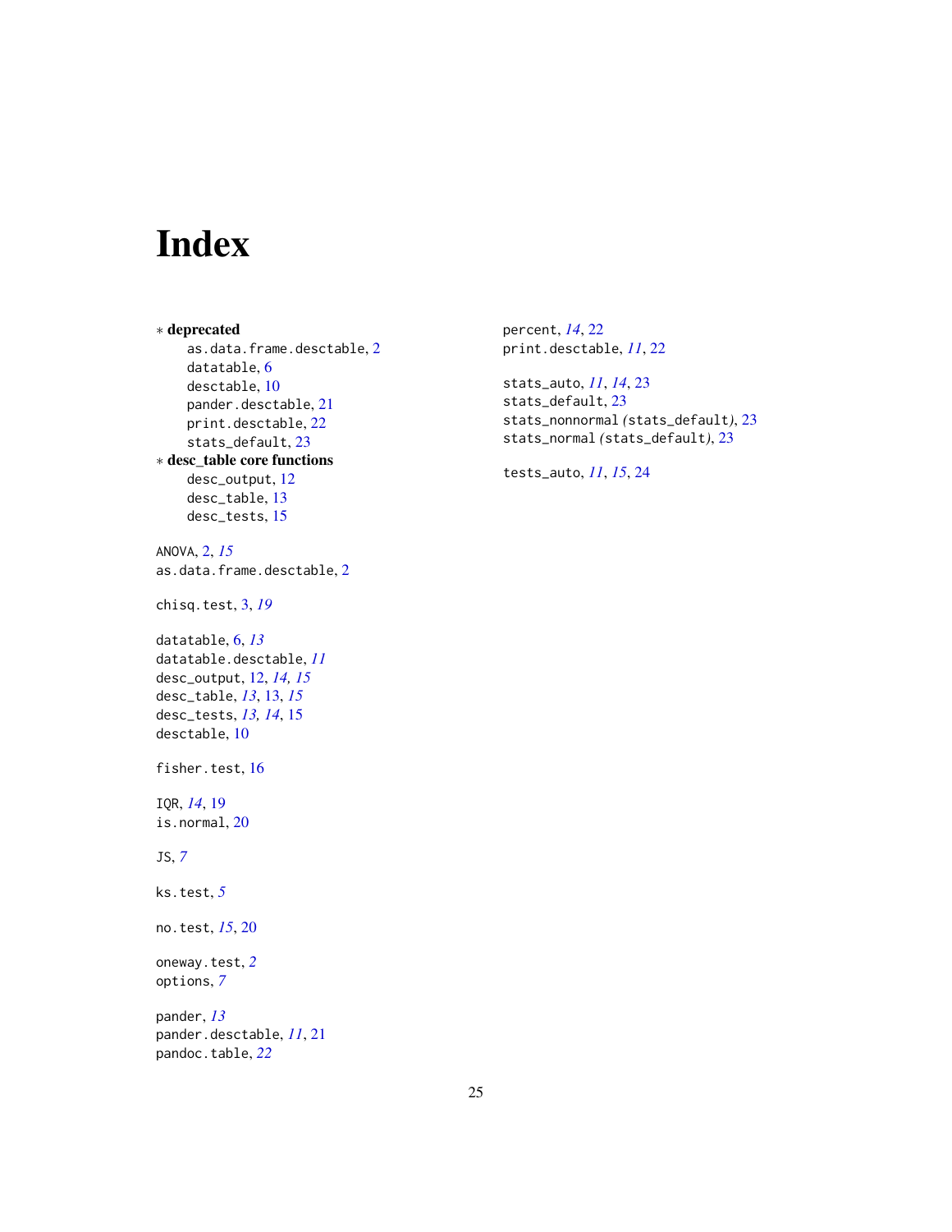# Index

∗ **deprecated**
  as.data.frame.desctable, 2
  datatable, 6
  desctable, 10
  pander.desctable, 21
  print.desctable, 22
  stats_default, 23

∗ **desc_table core functions**
  desc_output, 12
  desc_table, 13
  desc_tests, 15

ANOVA, 2, *15*
as.data.frame.desctable, 2

chisq.test, 3, *19*

datatable, 6, *13*
datatable.desctable, *11*
desc_output, 12, *14, 15*
desc_table, *13*, 13, *15*
desc_tests, *13, 14*, 15
desctable, 10

fisher.test, 16

IQR, *14*, 19
is.normal, 20

JS, *7*

ks.test, *5*

no.test, *15*, 20

oneway.test, *2*
options, *7*

pander, *13*
pander.desctable, *11*, 21
pandoc.table, *22*
percent, *14*, 22
print.desctable, *11*, 22

stats_auto, *11*, *14*, 23
stats_default, 23
stats_nonnormal *(stats_default)*, 23
stats_normal *(stats_default)*, 23

tests_auto, *11*, *15*, 24